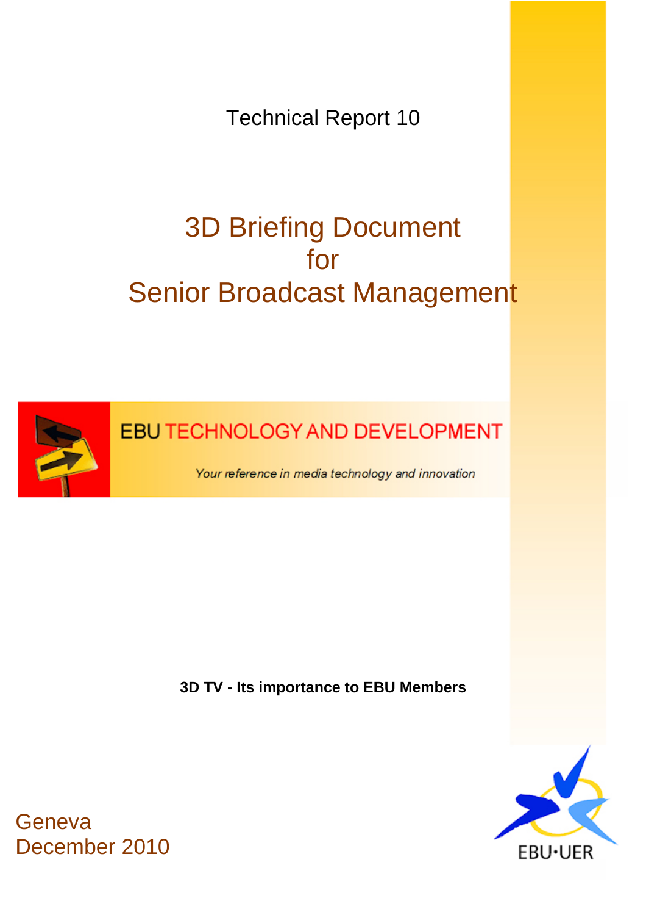Technical Report 10

# 3D Briefing Document for Senior Broadcast Management

EBU TECHNOLOGY AND DEVELOPMENT

*Your reference in media technology and innovation*

**3D TV - Its importance to EBU Members**

Geneva
December 2010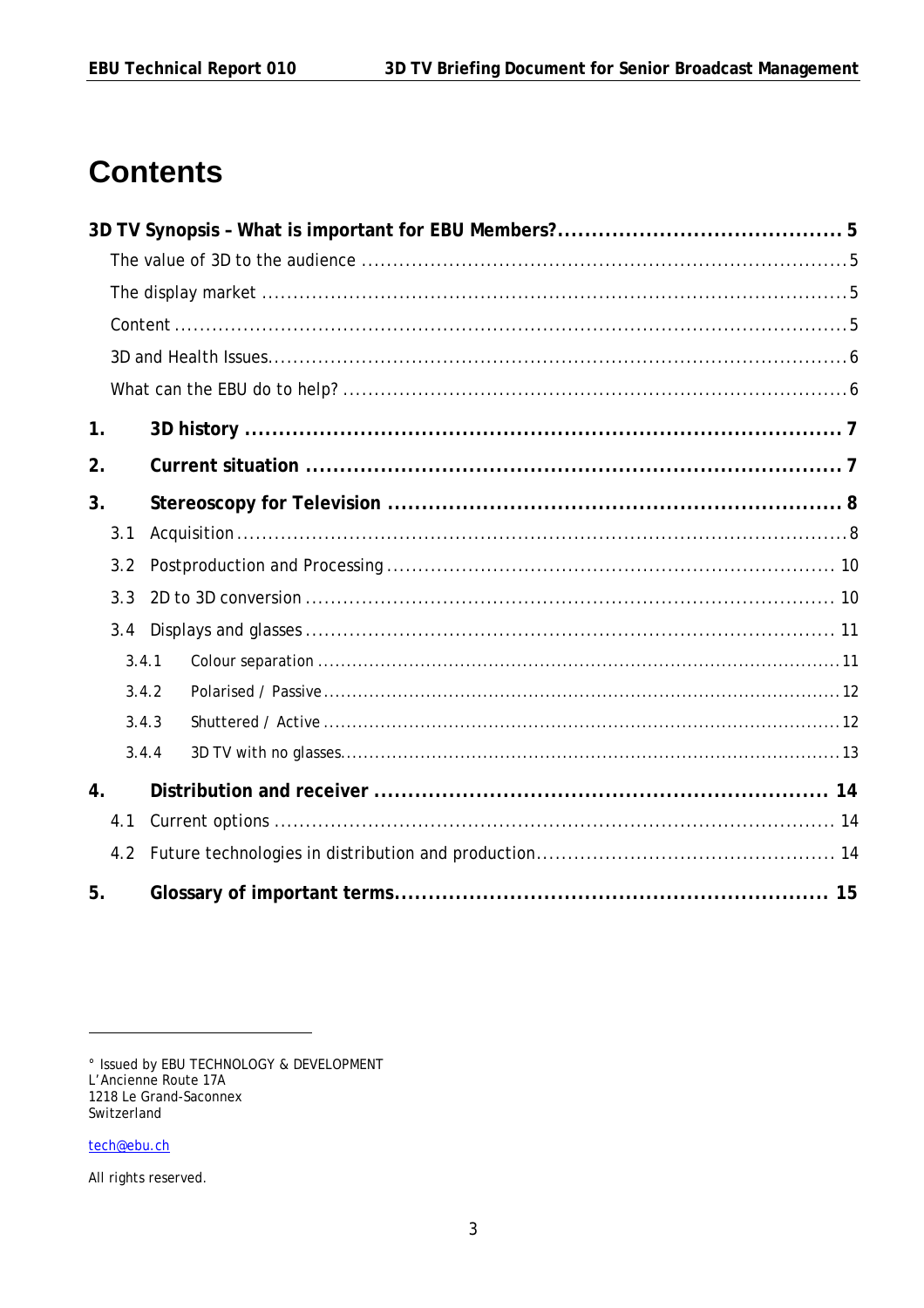# Contents

| | |
|---|---|
| **3D TV Synopsis – What is important for EBU Members?** | **5** |
| The value of 3D to the audience | 5 |
| The display market | 5 |
| Content | 5 |
| 3D and Health Issues | 6 |
| What can the EBU do to help? | 6 |
| **1. 3D history** | **7** |
| **2. Current situation** | **7** |
| **3. Stereoscopy for Television** | **8** |
| 3.1 Acquisition | 8 |
| 3.2 Postproduction and Processing | 10 |
| 3.3 2D to 3D conversion | 10 |
| 3.4 Displays and glasses | 11 |
| 3.4.1 Colour separation | 11 |
| 3.4.2 Polarised / Passive | 12 |
| 3.4.3 Shuttered / Active | 12 |
| 3.4.4 3D TV with no glasses | 13 |
| **4. Distribution and receiver** | **14** |
| 4.1 Current options | 14 |
| 4.2 Future technologies in distribution and production | 14 |
| **5. Glossary of important terms** | **15** |

° Issued by EBU TECHNOLOGY & DEVELOPMENT
L'Ancienne Route 17A
1218 Le Grand-Saconnex
Switzerland

tech@ebu.ch

All rights reserved.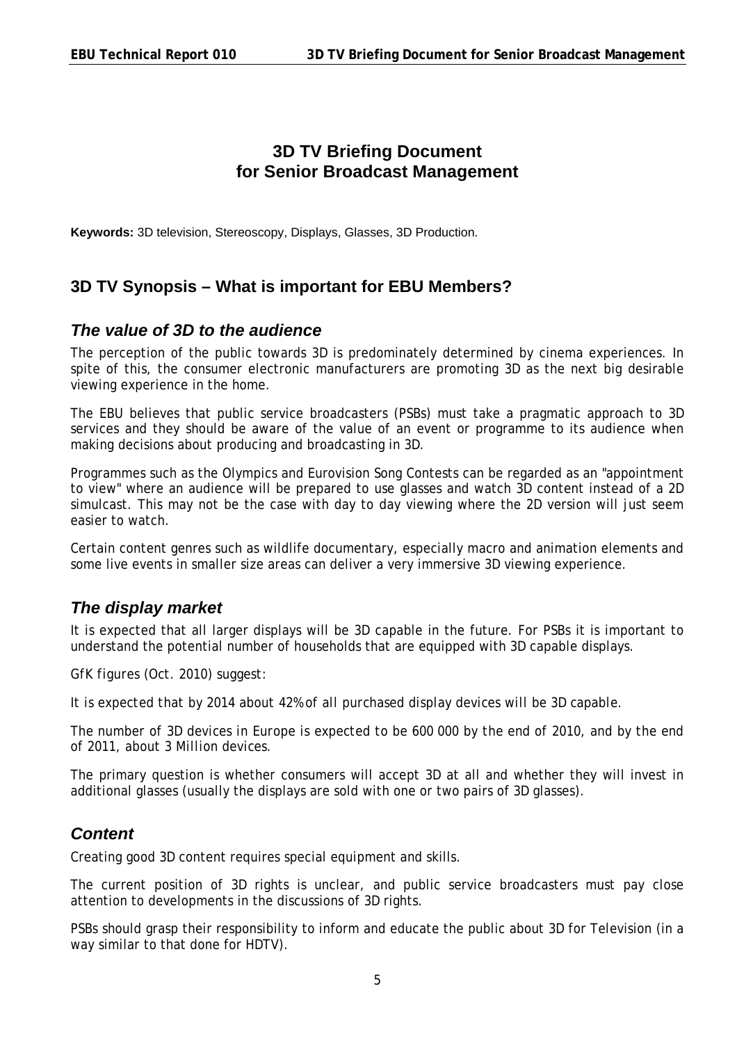# 3D TV Briefing Document for Senior Broadcast Management

**Keywords:** 3D television, Stereoscopy, Displays, Glasses, 3D Production.

## 3D TV Synopsis – What is important for EBU Members?

### *The value of 3D to the audience*

The perception of the public towards 3D is predominately determined by cinema experiences. In spite of this, the consumer electronic manufacturers are promoting 3D as the next big desirable viewing experience in the home.

The EBU believes that public service broadcasters (PSBs) must take a pragmatic approach to 3D services and they should be aware of the value of an event or programme to its audience when making decisions about producing and broadcasting in 3D.

Programmes such as the Olympics and Eurovision Song Contests can be regarded as an "appointment to view" where an audience will be prepared to use glasses and watch 3D content instead of a 2D simulcast. This may not be the case with day to day viewing where the 2D version will just seem easier to watch.

Certain content genres such as wildlife documentary, especially macro and animation elements and some live events in smaller size areas can deliver a very immersive 3D viewing experience.

### *The display market*

It is expected that all larger displays will be 3D capable in the future. For PSBs it is important to understand the potential number of households that are equipped with 3D capable displays.

GfK figures (Oct. 2010) suggest:

It is expected that by 2014 about 42% of all purchased display devices will be 3D capable.

The number of 3D devices in Europe is expected to be 600 000 by the end of 2010, and by the end of 2011, about 3 Million devices.

The primary question is whether consumers will accept 3D at all and whether they will invest in additional glasses (usually the displays are sold with one or two pairs of 3D glasses).

### *Content*

Creating good 3D content requires special equipment and skills.

The current position of 3D rights is unclear, and public service broadcasters must pay close attention to developments in the discussions of 3D rights.

PSBs should grasp their responsibility to inform and educate the public about 3D for Television (in a way similar to that done for HDTV).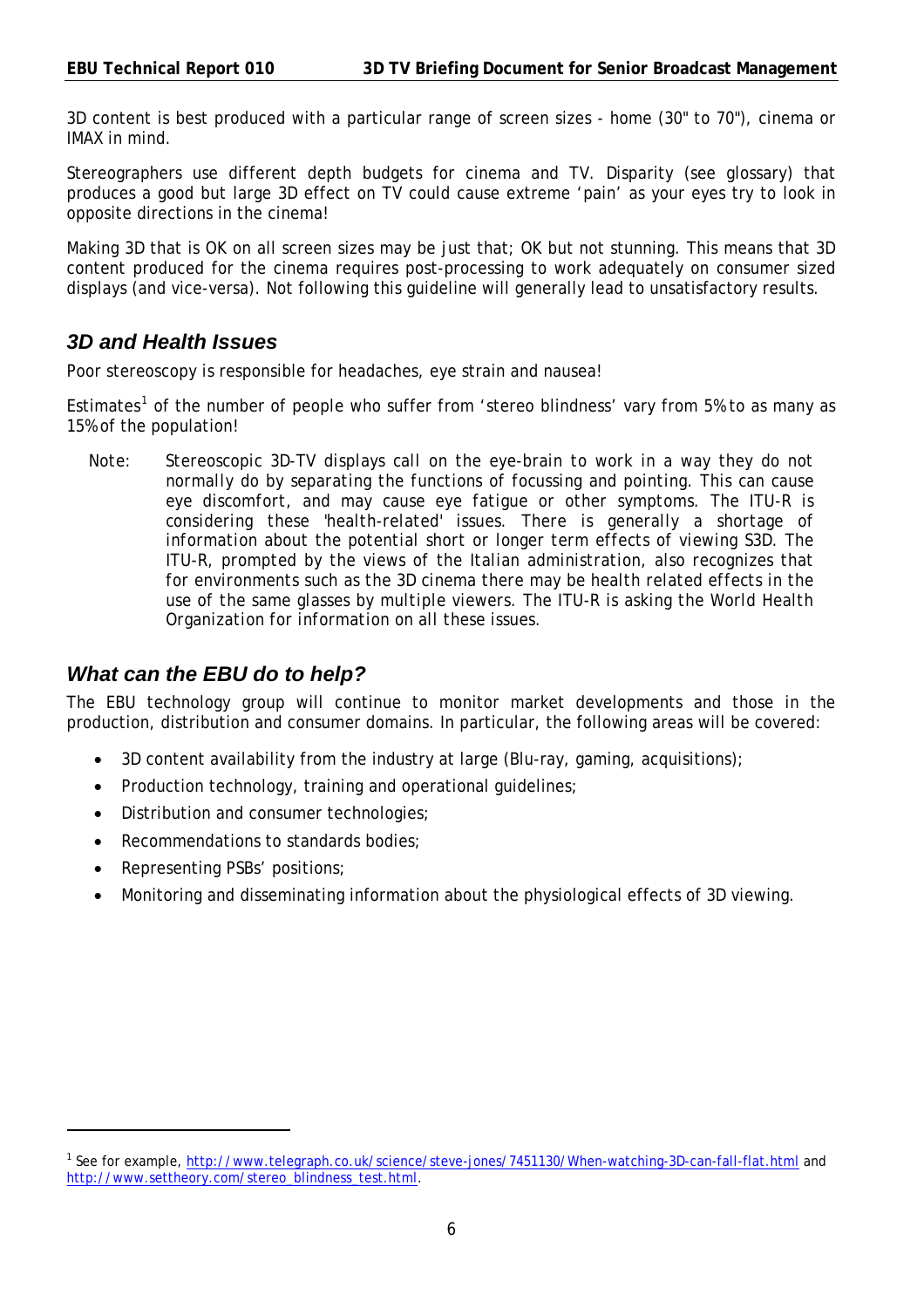3D content is best produced with a particular range of screen sizes - home (30" to 70"), cinema or IMAX in mind.

Stereographers use different depth budgets for cinema and TV. Disparity (see glossary) that produces a good but large 3D effect on TV could cause extreme 'pain' as your eyes try to look in opposite directions in the cinema!

Making 3D that is OK on all screen sizes may be just that; OK but not stunning. This means that 3D content produced for the cinema requires post-processing to work adequately on consumer sized displays (and vice-versa). Not following this guideline will generally lead to unsatisfactory results.

## 3D and Health Issues

Poor stereoscopy is responsible for headaches, eye strain and nausea!

Estimates[1] of the number of people who suffer from 'stereo blindness' vary from 5% to as many as 15% of the population!

> Note: Stereoscopic 3D-TV displays call on the eye-brain to work in a way they do not normally do by separating the functions of focussing and pointing. This can cause eye discomfort, and may cause eye fatigue or other symptoms. The ITU-R is considering these 'health-related' issues. There is generally a shortage of information about the potential short or longer term effects of viewing S3D. The ITU-R, prompted by the views of the Italian administration, also recognizes that for environments such as the 3D cinema there may be health related effects in the use of the same glasses by multiple viewers. The ITU-R is asking the World Health Organization for information on all these issues.

## What can the EBU do to help?

The EBU technology group will continue to monitor market developments and those in the production, distribution and consumer domains. In particular, the following areas will be covered:

- 3D content availability from the industry at large (Blu-ray, gaming, acquisitions);
- Production technology, training and operational guidelines;
- Distribution and consumer technologies;
- Recommendations to standards bodies;
- Representing PSBs' positions;
- Monitoring and disseminating information about the physiological effects of 3D viewing.

---

[1] See for example, http://www.telegraph.co.uk/science/steve-jones/7451130/When-watching-3D-can-fall-flat.html and http://www.settheory.com/stereo_blindness_test.html.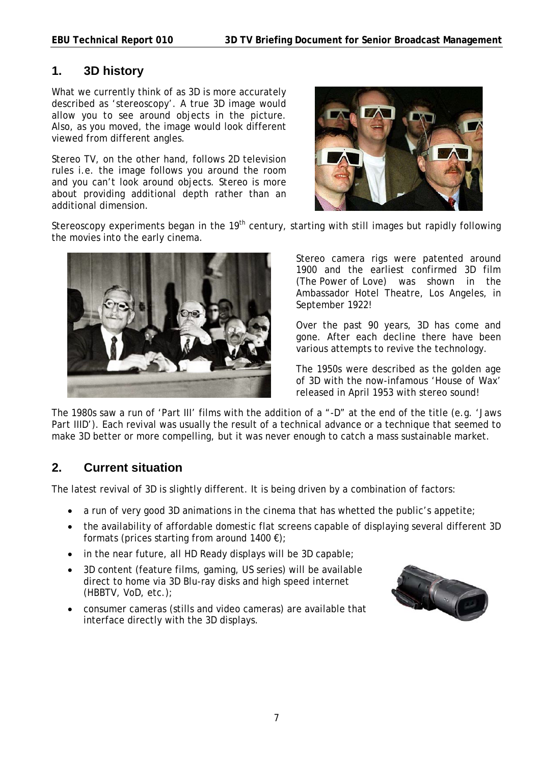## 1. 3D history

What we currently think of as 3D is more accurately described as 'stereoscopy'. A true 3D image would allow you to see around objects in the picture. Also, as you moved, the image would look different viewed from different angles.

Stereo TV, on the other hand, follows 2D television rules i.e. the image follows you around the room and you can't look around objects. Stereo is more about providing additional depth rather than an additional dimension.

Stereoscopy experiments began in the 19th century, starting with still images but rapidly following the movies into the early cinema.

Stereo camera rigs were patented around 1900 and the earliest confirmed 3D film (The Power of Love) was shown in the Ambassador Hotel Theatre, Los Angeles, in September 1922!

Over the past 90 years, 3D has come and gone. After each decline there have been various attempts to revive the technology.

The 1950s were described as the golden age of 3D with the now-infamous 'House of Wax' released in April 1953 with stereo sound!

The 1980s saw a run of 'Part III' films with the addition of a "-D" at the end of the title (e.g. 'Jaws Part IIID'). Each revival was usually the result of a technical advance or a technique that seemed to make 3D better or more compelling, but it was never enough to catch a mass sustainable market.

## 2. Current situation

The latest revival of 3D is slightly different. It is being driven by a combination of factors:

- a run of very good 3D animations in the cinema that has whetted the public's appetite;
- the availability of affordable domestic flat screens capable of displaying several different 3D formats (prices starting from around 1400 €);
- in the near future, all HD Ready displays will be 3D capable;
- 3D content (feature films, gaming, US series) will be available direct to home via 3D Blu-ray disks and high speed internet (HBBTV, VoD, etc.);
- consumer cameras (stills and video cameras) are available that interface directly with the 3D displays.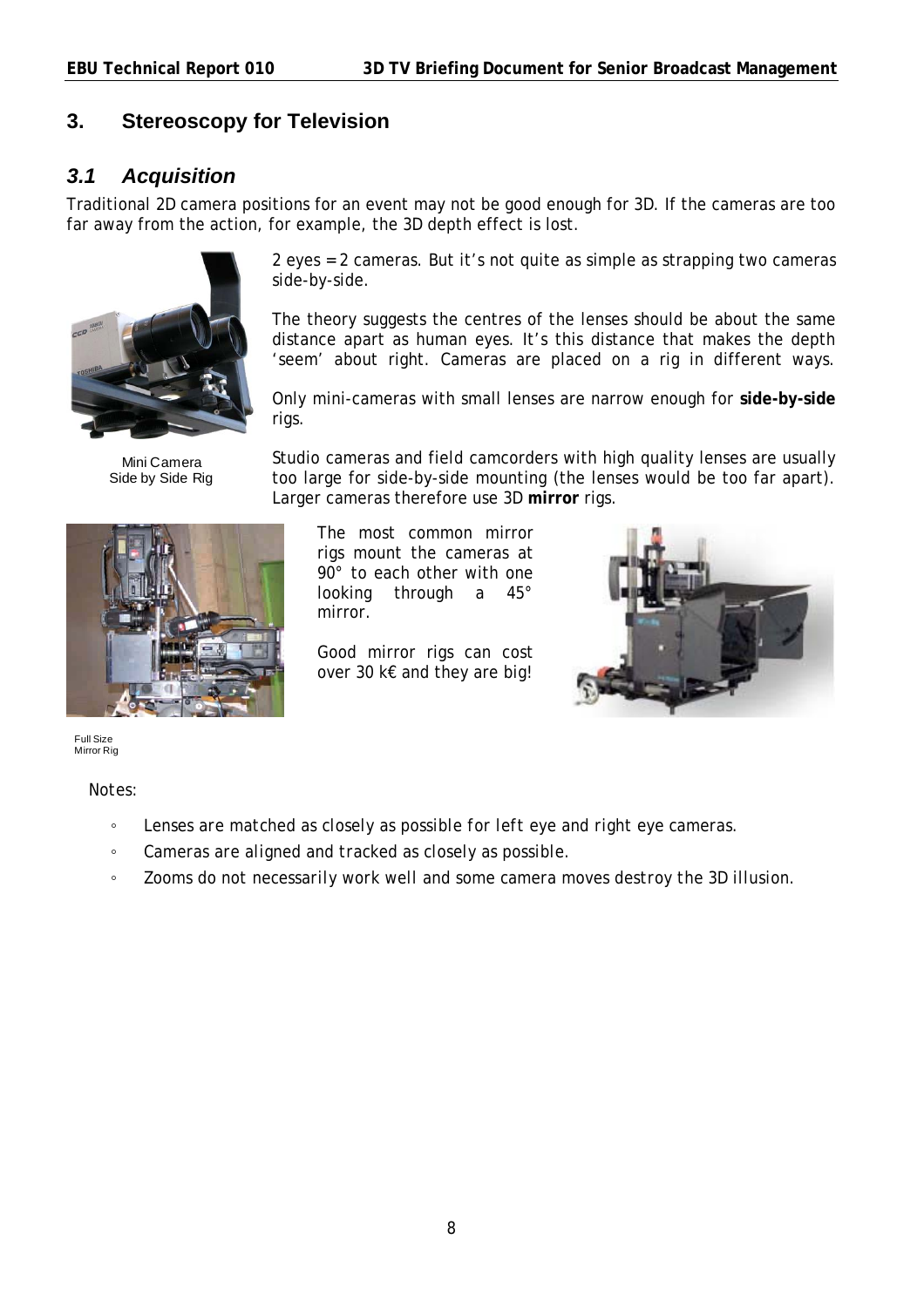## 3. Stereoscopy for Television

### *3.1 Acquisition*

Traditional 2D camera positions for an event may not be good enough for 3D. If the cameras are too far away from the action, for example, the 3D depth effect is lost.

2 eyes = 2 cameras. But it's not quite as simple as strapping two cameras side-by-side.

The theory suggests the centres of the lenses should be about the same distance apart as human eyes. It's this distance that makes the depth 'seem' about right. Cameras are placed on a rig in different ways.

Only mini-cameras with small lenses are narrow enough for **side-by-side** rigs.

Mini Camera Side by Side Rig

Studio cameras and field camcorders with high quality lenses are usually too large for side-by-side mounting (the lenses would be too far apart). Larger cameras therefore use 3D **mirror** rigs.

The most common mirror rigs mount the cameras at 90° to each other with one looking through a 45° mirror.

Good mirror rigs can cost over 30 k€ and they are big!

Full Size Mirror Rig

Notes:

- Lenses are matched as closely as possible for left eye and right eye cameras.
- Cameras are aligned and tracked as closely as possible.
- Zooms do not necessarily work well and some camera moves destroy the 3D illusion.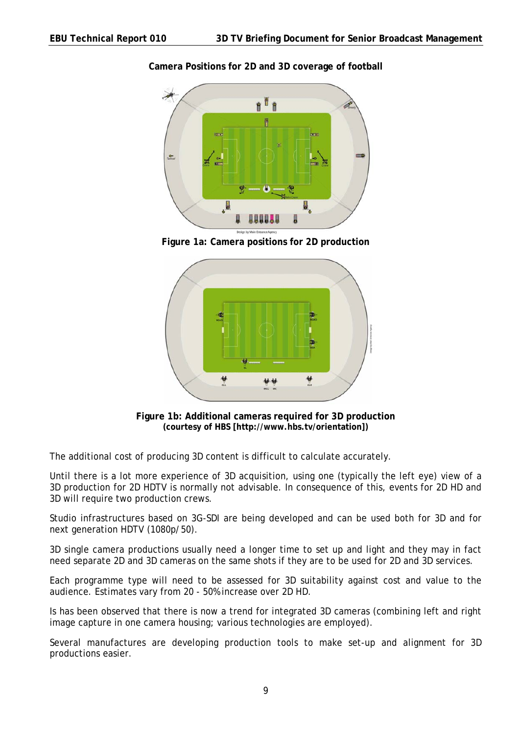**Camera Positions for 2D and 3D coverage of football**

**Figure 1a: Camera positions for 2D production**

**Figure 1b: Additional cameras required for 3D production**
**(courtesy of HBS [http://www.hbs.tv/orientation])**

The additional cost of producing 3D content is difficult to calculate accurately.

Until there is a lot more experience of 3D acquisition, using one (typically the left eye) view of a 3D production for 2D HDTV is normally not advisable. In consequence of this, events for 2D HD and 3D will require two production crews.

Studio infrastructures based on 3G-SDI are being developed and can be used both for 3D and for next generation HDTV (1080p/50).

3D single camera productions usually need a longer time to set up and light and they may in fact need separate 2D and 3D cameras on the same shots if they are to be used for 2D and 3D services.

Each programme type will need to be assessed for 3D suitability against cost and value to the audience. Estimates vary from 20 - 50% increase over 2D HD.

Is has been observed that there is now a trend for integrated 3D cameras (combining left and right image capture in one camera housing; various technologies are employed).

Several manufactures are developing production tools to make set-up and alignment for 3D productions easier.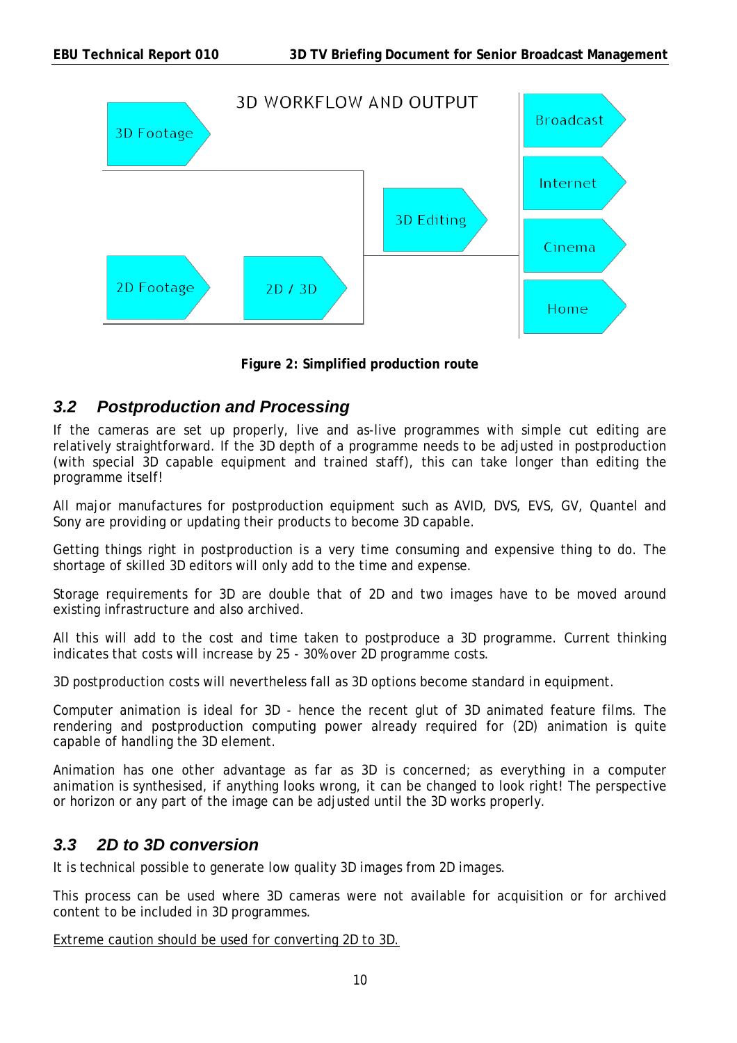3D WORKFLOW AND OUTPUT

3D Footage

2D Footage

2D / 3D

3D Editing

Broadcast

Internet

Cinema

Home

**Figure 2: Simplified production route**

## *3.2 Postproduction and Processing*

If the cameras are set up properly, live and as-live programmes with simple cut editing are relatively straightforward. If the 3D depth of a programme needs to be adjusted in postproduction (with special 3D capable equipment and trained staff), this can take longer than editing the programme itself!

All major manufactures for postproduction equipment such as AVID, DVS, EVS, GV, Quantel and Sony are providing or updating their products to become 3D capable.

Getting things right in postproduction is a very time consuming and expensive thing to do. The shortage of skilled 3D editors will only add to the time and expense.

Storage requirements for 3D are double that of 2D and two images have to be moved around existing infrastructure and also archived.

All this will add to the cost and time taken to postproduce a 3D programme. Current thinking indicates that costs will increase by 25 - 30% over 2D programme costs.

3D postproduction costs will nevertheless fall as 3D options become standard in equipment.

Computer animation is ideal for 3D - hence the recent glut of 3D animated feature films. The rendering and postproduction computing power already required for (2D) animation is quite capable of handling the 3D element.

Animation has one other advantage as far as 3D is concerned; as everything in a computer animation is synthesised, if anything looks wrong, it can be changed to look right! The perspective or horizon or any part of the image can be adjusted until the 3D works properly.

## *3.3 2D to 3D conversion*

It is technical possible to generate low quality 3D images from 2D images.

This process can be used where 3D cameras were not available for acquisition or for archived content to be included in 3D programmes.

<u>Extreme caution should be used for converting 2D to 3D.</u>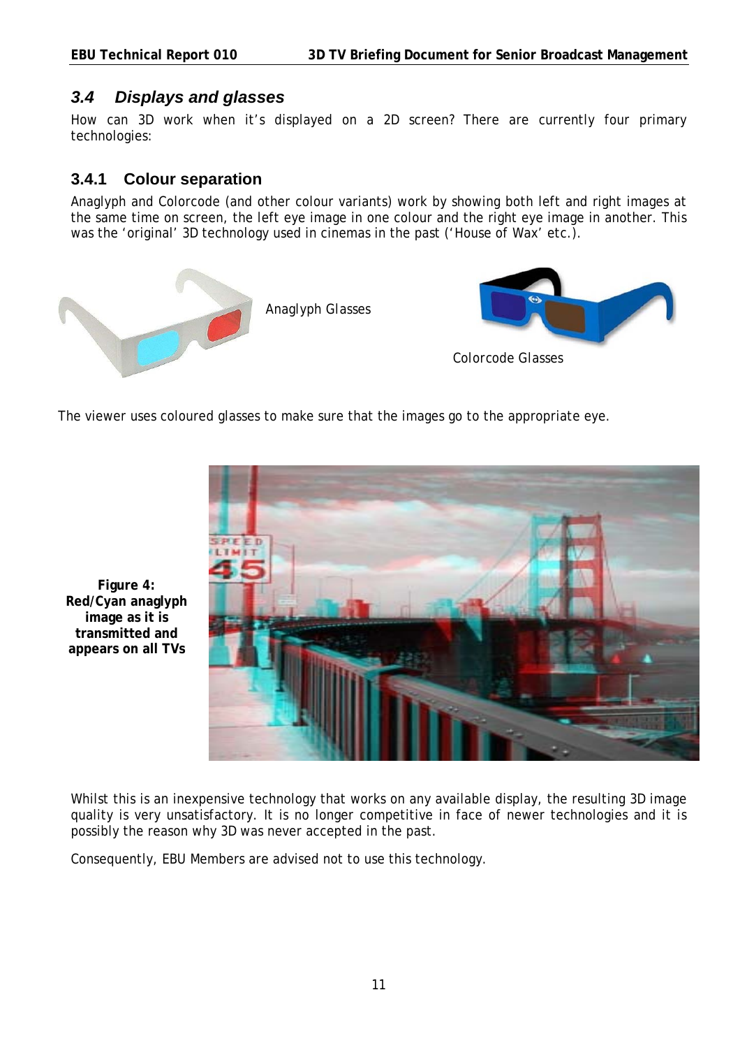## 3.4 Displays and glasses

How can 3D work when it's displayed on a 2D screen? There are currently four primary technologies:

### 3.4.1 Colour separation

Anaglyph and Colorcode (and other colour variants) work by showing both left and right images at the same time on screen, the left eye image in one colour and the right eye image in another. This was the 'original' 3D technology used in cinemas in the past ('House of Wax' etc.).

Anaglyph Glasses

Colorcode Glasses

The viewer uses coloured glasses to make sure that the images go to the appropriate eye.

**Figure 4: Red/Cyan anaglyph image as it is transmitted and appears on all TVs**

Whilst this is an inexpensive technology that works on any available display, the resulting 3D image quality is very unsatisfactory. It is no longer competitive in face of newer technologies and it is possibly the reason why 3D was never accepted in the past.

Consequently, EBU Members are advised not to use this technology.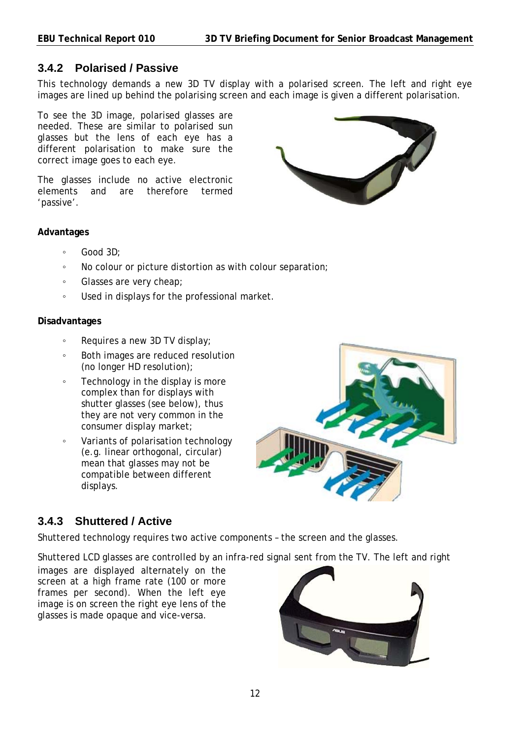### 3.4.2 Polarised / Passive

This technology demands a new 3D TV display with a polarised screen. The left and right eye images are lined up behind the polarising screen and each image is given a different polarisation.

To see the 3D image, polarised glasses are needed. These are similar to polarised sun glasses but the lens of each eye has a different polarisation to make sure the correct image goes to each eye.

The glasses include no active electronic elements and are therefore termed 'passive'.

**Advantages**

- Good 3D;
- No colour or picture distortion as with colour separation;
- Glasses are very cheap;
- Used in displays for the professional market.

**Disadvantages**

- Requires a new 3D TV display;
- Both images are reduced resolution (no longer HD resolution);
- Technology in the display is more complex than for displays with shutter glasses (see below), thus they are not very common in the consumer display market;
- Variants of polarisation technology (e.g. linear orthogonal, circular) mean that glasses may not be compatible between different displays.

### 3.4.3 Shuttered / Active

Shuttered technology requires two active components – the screen and the glasses.

Shuttered LCD glasses are controlled by an infra-red signal sent from the TV. The left and right images are displayed alternately on the screen at a high frame rate (100 or more frames per second). When the left eye image is on screen the right eye lens of the glasses is made opaque and vice-versa.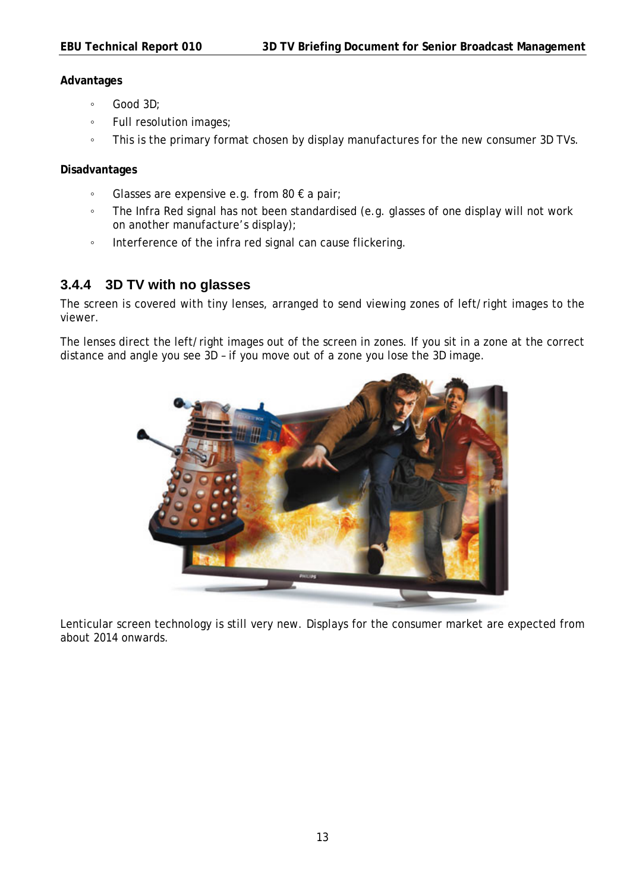**Advantages**

- Good 3D;
- Full resolution images;
- This is the primary format chosen by display manufactures for the new consumer 3D TVs.

**Disadvantages**

- Glasses are expensive e.g. from 80 € a pair;
- The Infra Red signal has not been standardised (e.g. glasses of one display will not work on another manufacture's display);
- Interference of the infra red signal can cause flickering.

### 3.4.4 3D TV with no glasses

The screen is covered with tiny lenses, arranged to send viewing zones of left/right images to the viewer.

The lenses direct the left/right images out of the screen in zones. If you sit in a zone at the correct distance and angle you see 3D – if you move out of a zone you lose the 3D image.

Lenticular screen technology is still very new. Displays for the consumer market are expected from about 2014 onwards.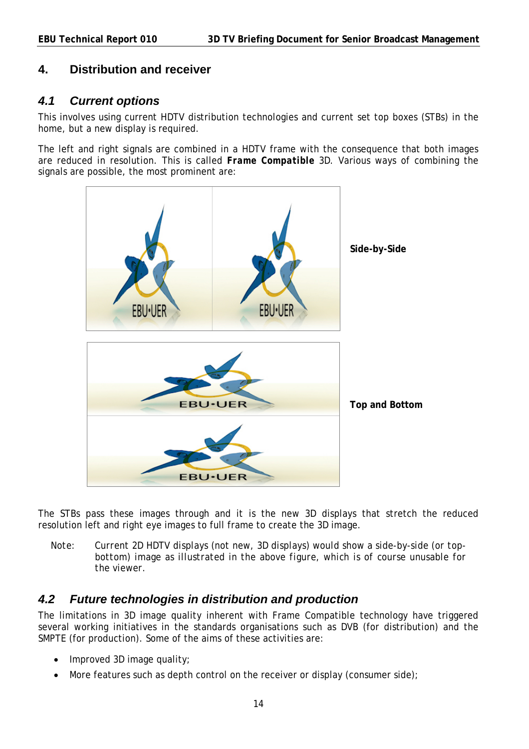## 4. Distribution and receiver

### *4.1 Current options*

This involves using current HDTV distribution technologies and current set top boxes (STBs) in the home, but a new display is required.

The left and right signals are combined in a HDTV frame with the consequence that both images are reduced in resolution. This is called **Frame Compatible** 3D. Various ways of combining the signals are possible, the most prominent are:

**Side-by-Side**

**Top and Bottom**

The STBs pass these images through and it is the new 3D displays that stretch the reduced resolution left and right eye images to full frame to create the 3D image.

Note: Current 2D HDTV displays (not new, 3D displays) would show a side-by-side (or top-bottom) image as illustrated in the above figure, which is of course unusable for the viewer.

### *4.2 Future technologies in distribution and production*

The limitations in 3D image quality inherent with Frame Compatible technology have triggered several working initiatives in the standards organisations such as DVB (for distribution) and the SMPTE (for production). Some of the aims of these activities are:

- Improved 3D image quality;
- More features such as depth control on the receiver or display (consumer side);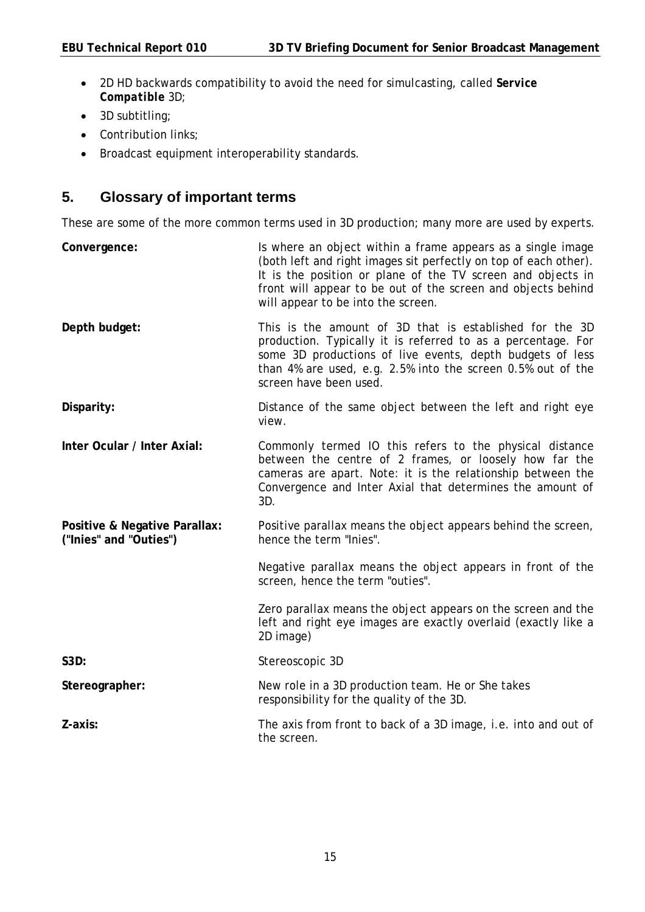- 2D HD backwards compatibility to avoid the need for simulcasting, called ***Service Compatible*** 3D;
- 3D subtitling;
- Contribution links;
- Broadcast equipment interoperability standards.

## 5. Glossary of important terms

These are some of the more common terms used in 3D production; many more are used by experts.

**Convergence:** Is where an object within a frame appears as a single image (both left and right images sit perfectly on top of each other). It is the position or plane of the TV screen and objects in front will appear to be out of the screen and objects behind will appear to be into the screen.

**Depth budget:** This is the amount of 3D that is established for the 3D production. Typically it is referred to as a percentage. For some 3D productions of live events, depth budgets of less than 4% are used, e.g. 2.5% into the screen 0.5% out of the screen have been used.

**Disparity:** Distance of the same object between the left and right eye view.

**Inter Ocular / Inter Axial:** Commonly termed IO this refers to the physical distance between the centre of 2 frames, or loosely how far the cameras are apart. Note: it is the relationship between the Convergence and Inter Axial that determines the amount of 3D.

**Positive & Negative Parallax: ("Inies" and "Outies")** Positive parallax means the object appears behind the screen, hence the term "Inies".

Negative parallax means the object appears in front of the screen, hence the term "outies".

Zero parallax means the object appears on the screen and the left and right eye images are exactly overlaid (exactly like a 2D image)

**S3D:** Stereoscopic 3D

**Stereographer:** New role in a 3D production team. He or She takes responsibility for the quality of the 3D.

**Z-axis:** The axis from front to back of a 3D image, i.e. into and out of the screen.